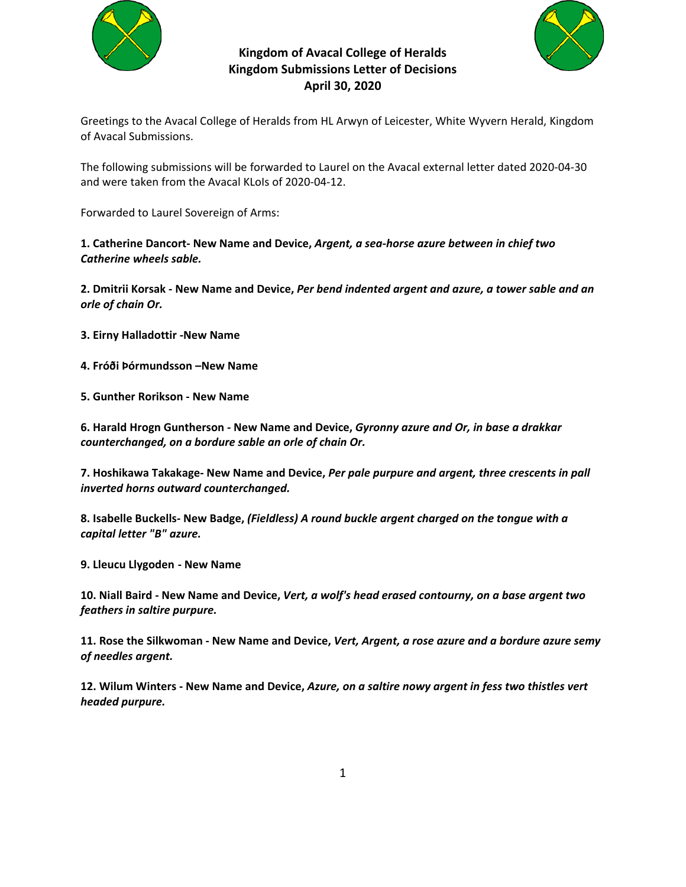# Kingdom of Avacal College of Heralds
## Kingdom Submissions Letter of Decisions
### April 30, 2020

Greetings to the Avacal College of Heralds from HL Arwyn of Leicester, White Wyvern Herald, Kingdom of Avacal Submissions.

The following submissions will be forwarded to Laurel on the Avacal external letter dated 2020-04-30 and were taken from the Avacal KLoIs of 2020-04-12.

Forwarded to Laurel Sovereign of Arms:

**1. Catherine Dancort- New Name and Device, *Argent, a sea-horse azure between in chief two Catherine wheels sable.***

**2. Dmitrii Korsak - New Name and Device, *Per bend indented argent and azure, a tower sable and an orle of chain Or.***

**3. Eirny Halladottir -New Name**

**4. Fróði Þórmundsson –New Name**

**5. Gunther Rorikson - New Name**

**6. Harald Hrogn Guntherson - New Name and Device, *Gyronny azure and Or, in base a drakkar counterchanged, on a bordure sable an orle of chain Or.***

**7. Hoshikawa Takakage- New Name and Device, *Per pale purpure and argent, three crescents in pall inverted horns outward counterchanged.***

**8. Isabelle Buckells- New Badge, *(Fieldless) A round buckle argent charged on the tongue with a capital letter "B" azure.***

**9. Lleucu Llygoden - New Name**

**10. Niall Baird - New Name and Device, *Vert, a wolf's head erased contourny, on a base argent two feathers in saltire purpure.***

**11. Rose the Silkwoman - New Name and Device, *Vert, Argent, a rose azure and a bordure azure semy of needles argent.***

**12. Wilum Winters - New Name and Device, *Azure, on a saltire nowy argent in fess two thistles vert headed purpure.***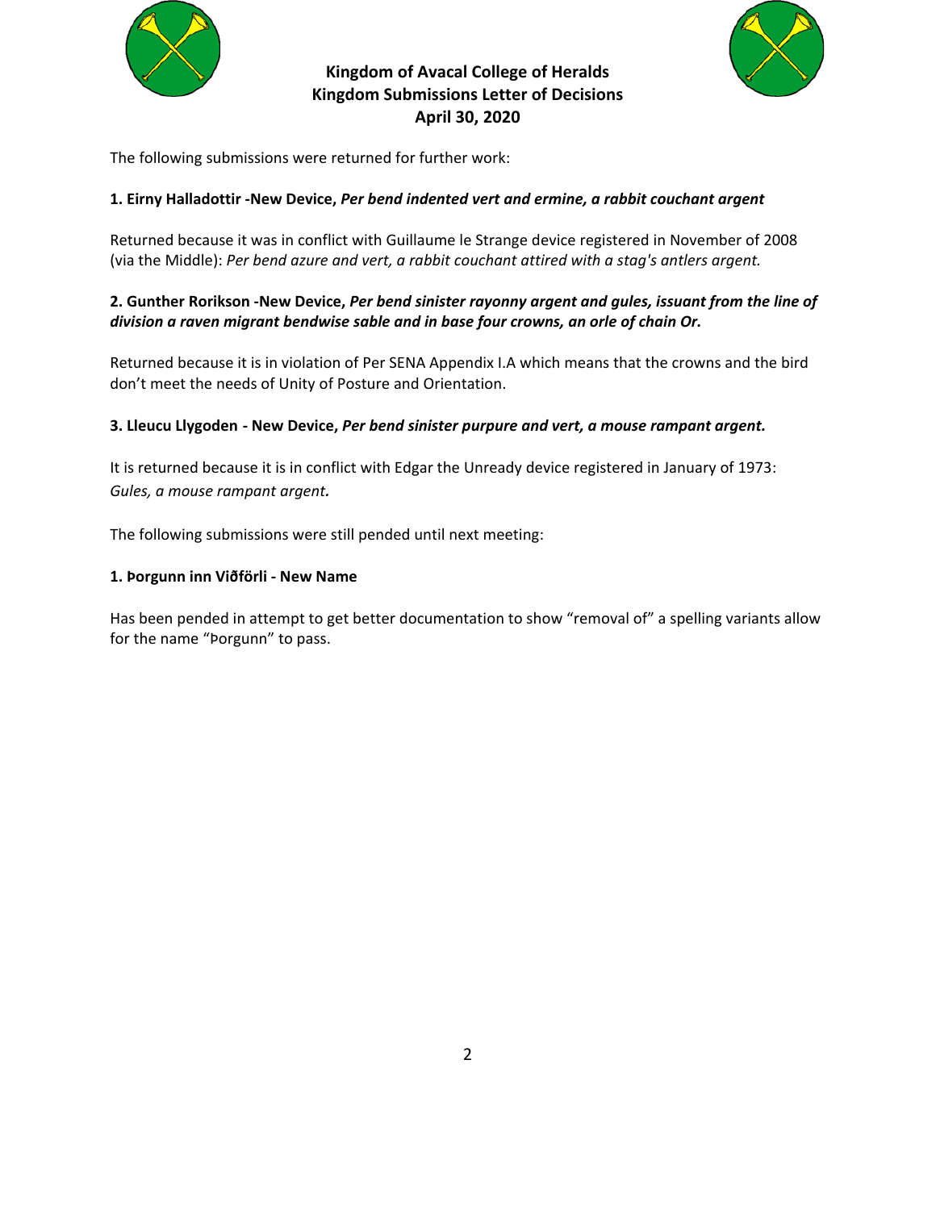**Kingdom of Avacal College of Heralds**
**Kingdom Submissions Letter of Decisions**
**April 30, 2020**

The following submissions were returned for further work:

**1. Eirny Halladottir -New Device, *Per bend indented vert and ermine, a rabbit couchant argent***

Returned because it was in conflict with Guillaume le Strange device registered in November of 2008 (via the Middle): *Per bend azure and vert, a rabbit couchant attired with a stag's antlers argent.*

**2. Gunther Rorikson -New Device, *Per bend sinister rayonny argent and gules, issuant from the line of division a raven migrant bendwise sable and in base four crowns, an orle of chain Or.***

Returned because it is in violation of Per SENA Appendix I.A which means that the crowns and the bird don't meet the needs of Unity of Posture and Orientation.

**3. Lleucu Llygoden - New Device, *Per bend sinister purpure and vert, a mouse rampant argent.***

It is returned because it is in conflict with Edgar the Unready device registered in January of 1973: *Gules, a mouse rampant argent.*

The following submissions were still pended until next meeting:

**1. Þorgunn inn Viðförli - New Name**

Has been pended in attempt to get better documentation to show "removal of" a spelling variants allow for the name "Þorgunn" to pass.